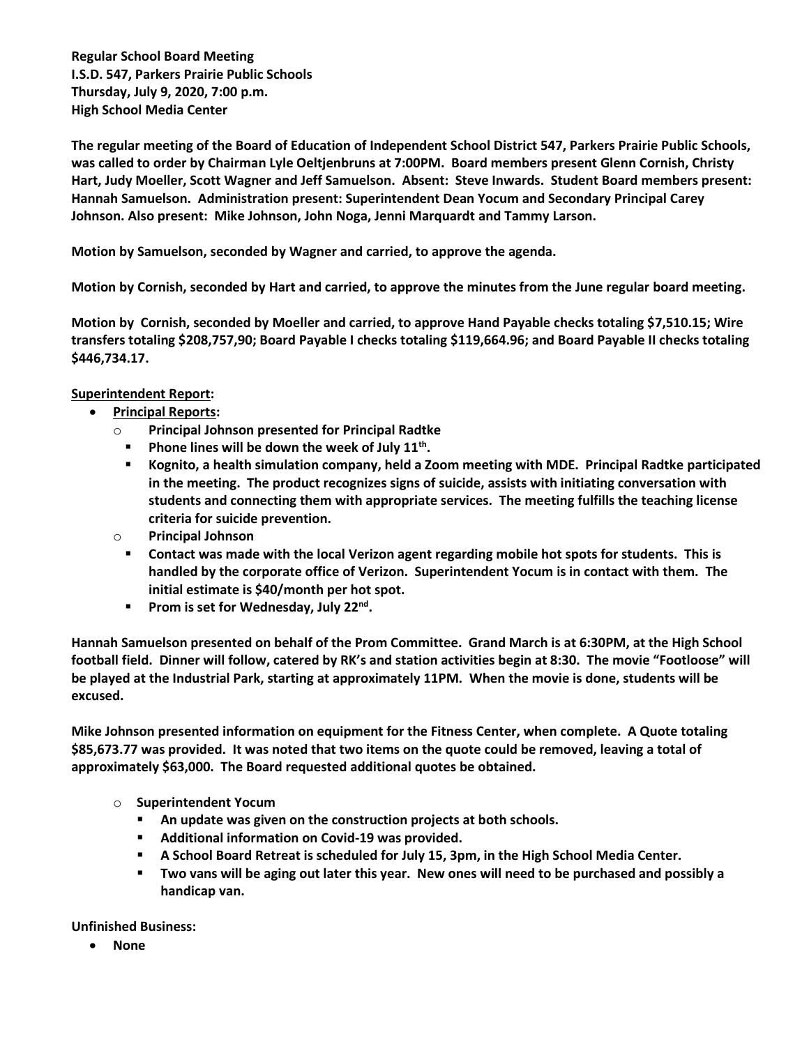**Regular School Board Meeting**
**I.S.D. 547, Parkers Prairie Public Schools**
**Thursday, July 9, 2020, 7:00 p.m.**
**High School Media Center**

**The regular meeting of the Board of Education of Independent School District 547, Parkers Prairie Public Schools, was called to order by Chairman Lyle Oeltjenbruns at 7:00PM. Board members present Glenn Cornish, Christy Hart, Judy Moeller, Scott Wagner and Jeff Samuelson. Absent: Steve Inwards. Student Board members present: Hannah Samuelson. Administration present: Superintendent Dean Yocum and Secondary Principal Carey Johnson. Also present: Mike Johnson, John Noga, Jenni Marquardt and Tammy Larson.**

**Motion by Samuelson, seconded by Wagner and carried, to approve the agenda.**

**Motion by Cornish, seconded by Hart and carried, to approve the minutes from the June regular board meeting.**

**Motion by Cornish, seconded by Moeller and carried, to approve Hand Payable checks totaling $7,510.15; Wire transfers totaling $208,757,90; Board Payable I checks totaling $119,664.96; and Board Payable II checks totaling $446,734.17.**

**Superintendent Report:**

- **Principal Reports:**
  - **Principal Johnson presented for Principal Radtke**
    - **Phone lines will be down the week of July 11th.**
    - **Kognito, a health simulation company, held a Zoom meeting with MDE. Principal Radtke participated in the meeting. The product recognizes signs of suicide, assists with initiating conversation with students and connecting them with appropriate services. The meeting fulfills the teaching license criteria for suicide prevention.**
  - **Principal Johnson**
    - **Contact was made with the local Verizon agent regarding mobile hot spots for students. This is handled by the corporate office of Verizon. Superintendent Yocum is in contact with them. The initial estimate is $40/month per hot spot.**
    - **Prom is set for Wednesday, July 22nd.**

**Hannah Samuelson presented on behalf of the Prom Committee. Grand March is at 6:30PM, at the High School football field. Dinner will follow, catered by RK's and station activities begin at 8:30. The movie "Footloose" will be played at the Industrial Park, starting at approximately 11PM. When the movie is done, students will be excused.**

**Mike Johnson presented information on equipment for the Fitness Center, when complete. A Quote totaling $85,673.77 was provided. It was noted that two items on the quote could be removed, leaving a total of approximately $63,000. The Board requested additional quotes be obtained.**

- **Superintendent Yocum**
  - **An update was given on the construction projects at both schools.**
  - **Additional information on Covid-19 was provided.**
  - **A School Board Retreat is scheduled for July 15, 3pm, in the High School Media Center.**
  - **Two vans will be aging out later this year. New ones will need to be purchased and possibly a handicap van.**

**Unfinished Business:**

- **None**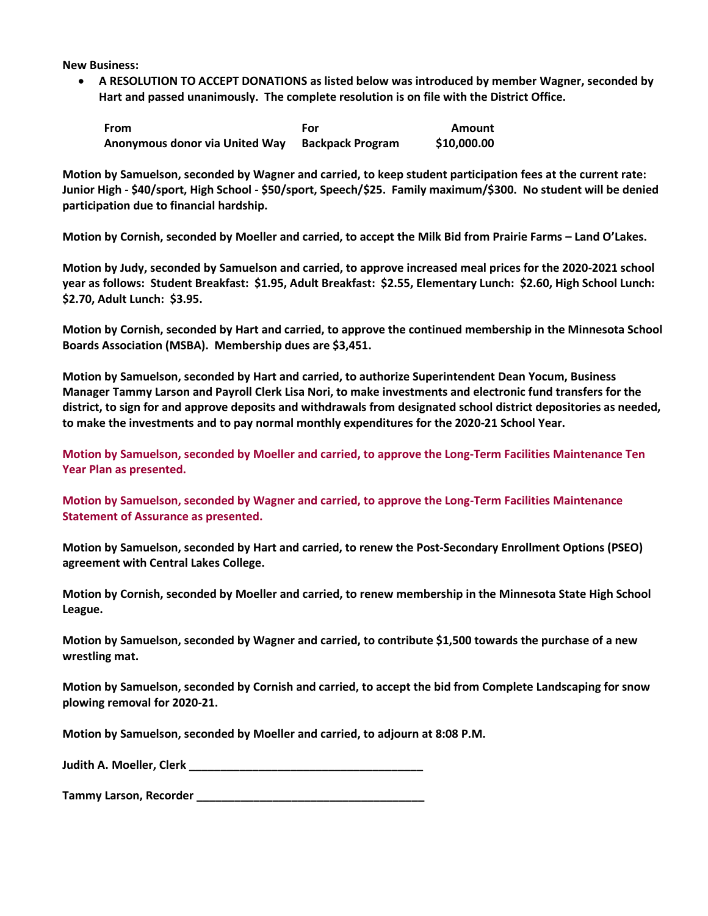**New Business:**

- **A RESOLUTION TO ACCEPT DONATIONS as listed below was introduced by member Wagner, seconded by Hart and passed unanimously. The complete resolution is on file with the District Office.**

| From | For | Amount |
|---|---|---|
| Anonymous donor via United Way | Backpack Program | $10,000.00 |

**Motion by Samuelson, seconded by Wagner and carried, to keep student participation fees at the current rate: Junior High - $40/sport, High School - $50/sport, Speech/$25. Family maximum/$300. No student will be denied participation due to financial hardship.**

**Motion by Cornish, seconded by Moeller and carried, to accept the Milk Bid from Prairie Farms – Land O'Lakes.**

**Motion by Judy, seconded by Samuelson and carried, to approve increased meal prices for the 2020-2021 school year as follows: Student Breakfast: $1.95, Adult Breakfast: $2.55, Elementary Lunch: $2.60, High School Lunch: $2.70, Adult Lunch: $3.95.**

**Motion by Cornish, seconded by Hart and carried, to approve the continued membership in the Minnesota School Boards Association (MSBA). Membership dues are $3,451.**

**Motion by Samuelson, seconded by Hart and carried, to authorize Superintendent Dean Yocum, Business Manager Tammy Larson and Payroll Clerk Lisa Nori, to make investments and electronic fund transfers for the district, to sign for and approve deposits and withdrawals from designated school district depositories as needed, to make the investments and to pay normal monthly expenditures for the 2020-21 School Year.**

**Motion by Samuelson, seconded by Moeller and carried, to approve the Long-Term Facilities Maintenance Ten Year Plan as presented.**

**Motion by Samuelson, seconded by Wagner and carried, to approve the Long-Term Facilities Maintenance Statement of Assurance as presented.**

**Motion by Samuelson, seconded by Hart and carried, to renew the Post-Secondary Enrollment Options (PSEO) agreement with Central Lakes College.**

**Motion by Cornish, seconded by Moeller and carried, to renew membership in the Minnesota State High School League.**

**Motion by Samuelson, seconded by Wagner and carried, to contribute $1,500 towards the purchase of a new wrestling mat.**

**Motion by Samuelson, seconded by Cornish and carried, to accept the bid from Complete Landscaping for snow plowing removal for 2020-21.**

**Motion by Samuelson, seconded by Moeller and carried, to adjourn at 8:08 P.M.**

**Judith A. Moeller, Clerk \_\_\_\_\_\_\_\_\_\_\_\_\_\_\_\_\_\_\_\_\_\_\_\_\_\_\_\_\_\_\_\_\_\_\_\_\_\_**

**Tammy Larson, Recorder \_\_\_\_\_\_\_\_\_\_\_\_\_\_\_\_\_\_\_\_\_\_\_\_\_\_\_\_\_\_\_\_\_\_\_\_\_**